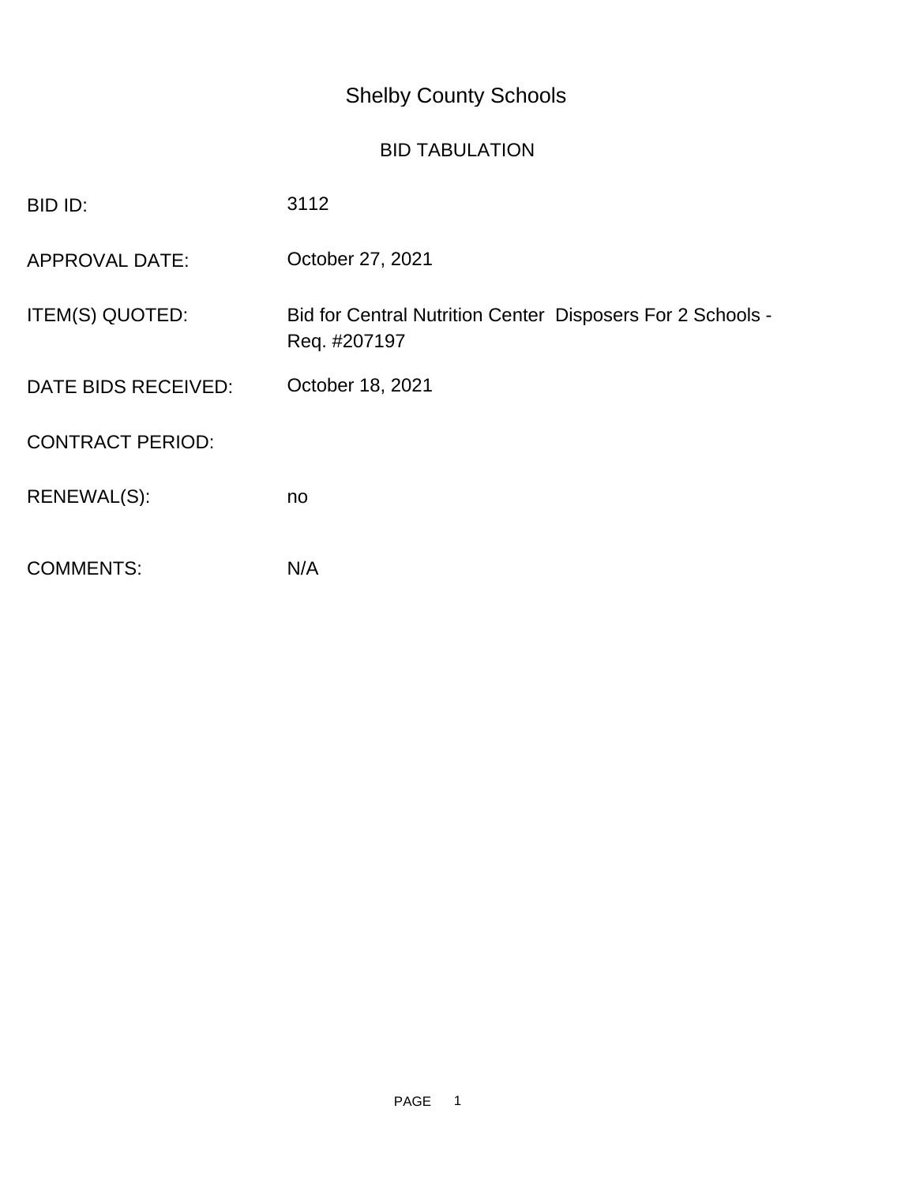# Shelby County Schools

## BID TABULATION

| | |
|---|---|
| BID ID: | 3112 |
| APPROVAL DATE: | October 27, 2021 |
| ITEM(S) QUOTED: | Bid for Central Nutrition Center  Disposers For 2 Schools - Req. #207197 |
| DATE BIDS RECEIVED: | October 18, 2021 |
| CONTRACT PERIOD: | |
| RENEWAL(S): | no |
| COMMENTS: | N/A |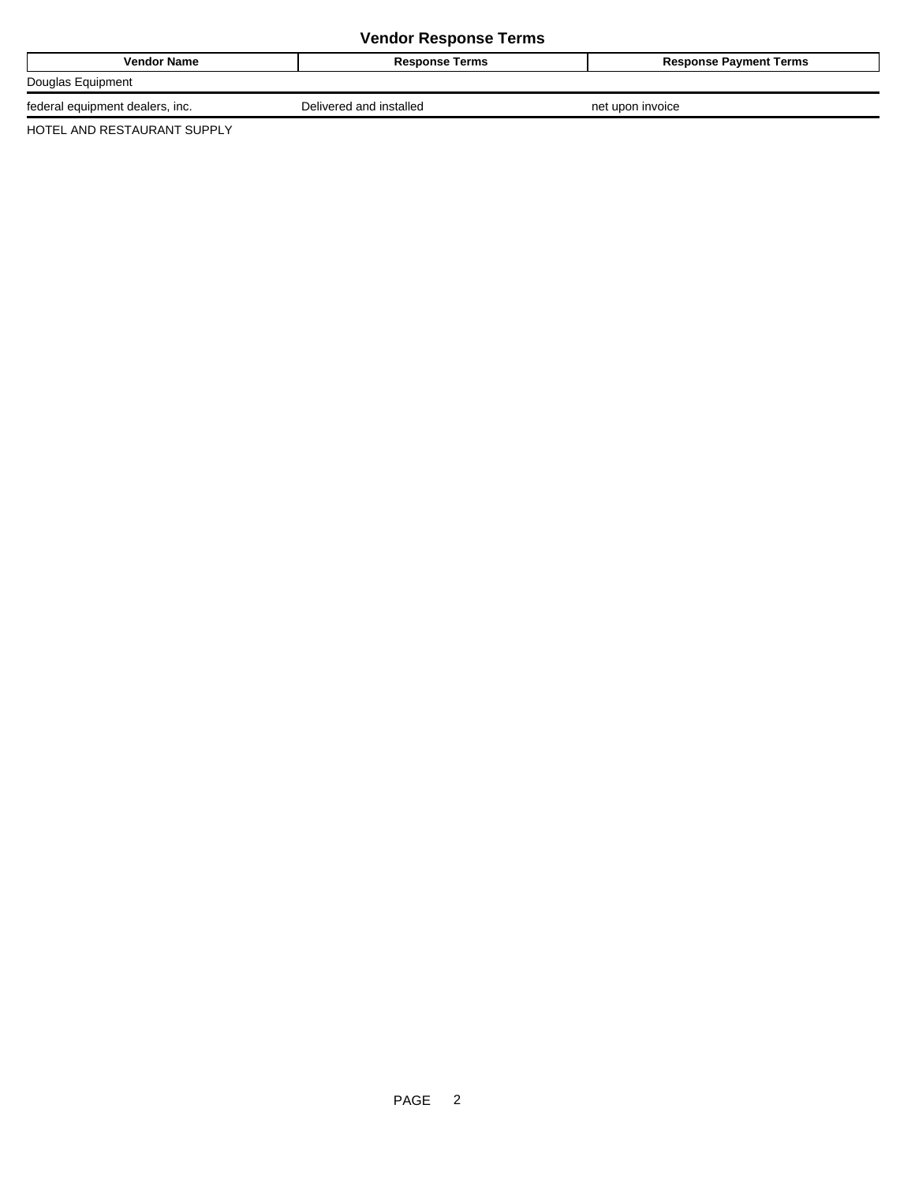## Vendor Response Terms

| Vendor Name | Response Terms | Response Payment Terms |
| --- | --- | --- |
| Douglas Equipment | | |
| federal equipment dealers, inc. | Delivered and installed | net upon invoice |
| HOTEL AND RESTAURANT SUPPLY | | |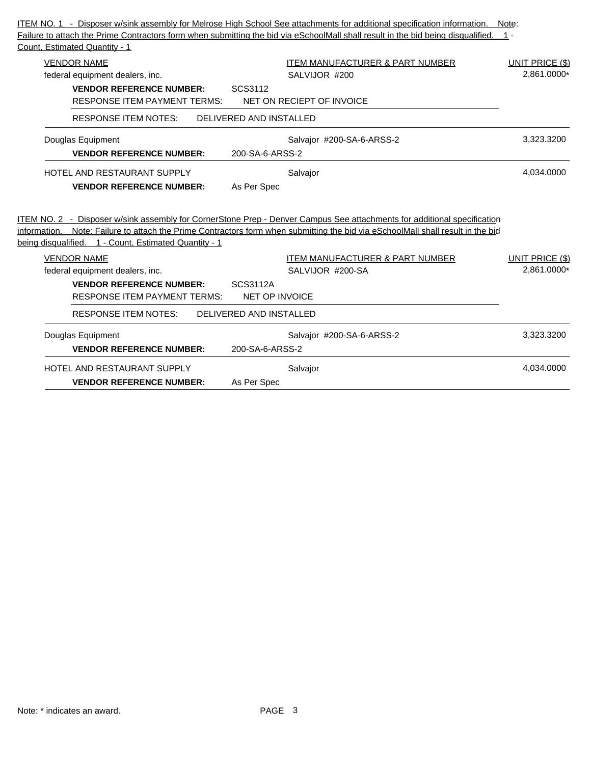ITEM NO. 1 - Disposer w/sink assembly for Melrose High School See attachments for additional specification information. Note: Failure to attach the Prime Contractors form when submitting the bid via eSchoolMall shall result in the bid being disqualified. 1 - Count, Estimated Quantity - 1

| VENDOR NAME | ITEM MANUFACTURER & PART NUMBER | UNIT PRICE ($) |
|---|---|---|
| federal equipment dealers, inc. | SALVIJOR #200 | 2,861.0000* |
| **VENDOR REFERENCE NUMBER:** SCS3112 | | |
| RESPONSE ITEM PAYMENT TERMS: NET ON RECIEPT OF INVOICE | | |
| RESPONSE ITEM NOTES: DELIVERED AND INSTALLED | | |
| Douglas Equipment | Salvajor #200-SA-6-ARSS-2 | 3,323.3200 |
| **VENDOR REFERENCE NUMBER:** 200-SA-6-ARSS-2 | | |
| HOTEL AND RESTAURANT SUPPLY | Salvajor | 4,034.0000 |
| **VENDOR REFERENCE NUMBER:** As Per Spec | | |

ITEM NO. 2 - Disposer w/sink assembly for CornerStone Prep - Denver Campus See attachments for additional specification information. Note: Failure to attach the Prime Contractors form when submitting the bid via eSchoolMall shall result in the bid being disqualified. 1 - Count, Estimated Quantity - 1

| VENDOR NAME | ITEM MANUFACTURER & PART NUMBER | UNIT PRICE ($) |
|---|---|---|
| federal equipment dealers, inc. | SALVIJOR #200-SA | 2,861.0000* |
| **VENDOR REFERENCE NUMBER:** SCS3112A | | |
| RESPONSE ITEM PAYMENT TERMS: NET OP INVOICE | | |
| RESPONSE ITEM NOTES: DELIVERED AND INSTALLED | | |
| Douglas Equipment | Salvajor #200-SA-6-ARSS-2 | 3,323.3200 |
| **VENDOR REFERENCE NUMBER:** 200-SA-6-ARSS-2 | | |
| HOTEL AND RESTAURANT SUPPLY | Salvajor | 4,034.0000 |
| **VENDOR REFERENCE NUMBER:** As Per Spec | | |

Note: * indicates an award.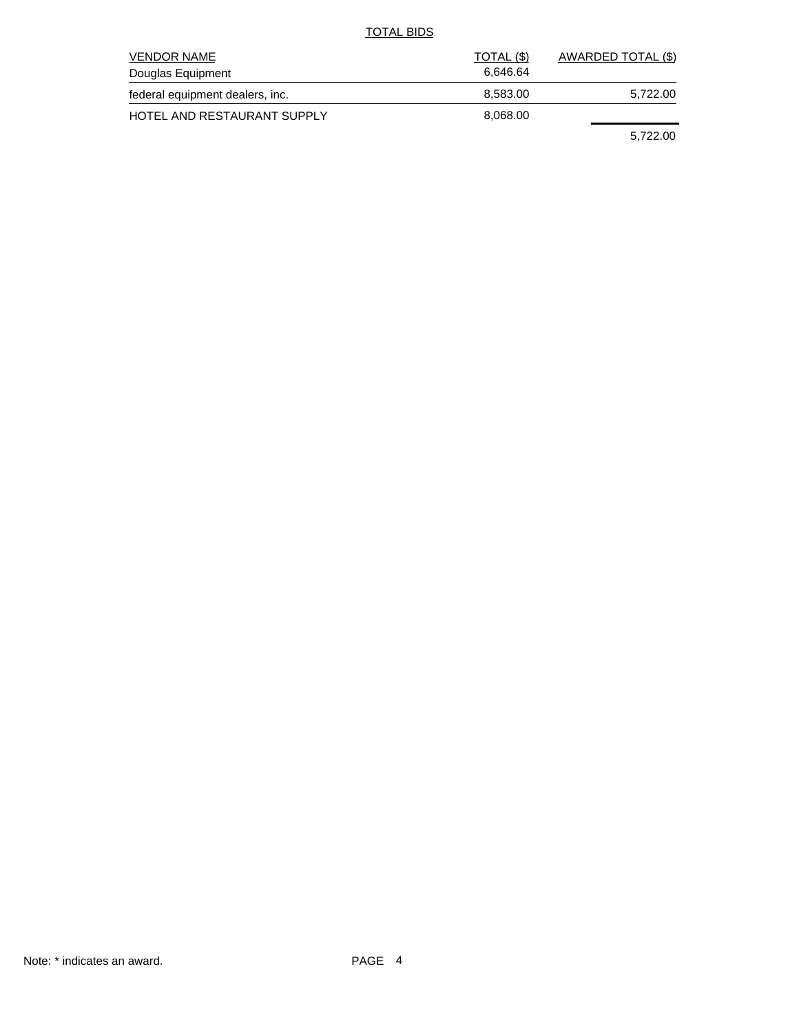TOTAL BIDS

| VENDOR NAME | TOTAL ($) | AWARDED TOTAL ($) |
| --- | --- | --- |
| Douglas Equipment | 6,646.64 | |
| federal equipment dealers, inc. | 8,583.00 | 5,722.00 |
| HOTEL AND RESTAURANT SUPPLY | 8,068.00 | |
| | | 5,722.00 |

Note: * indicates an award.